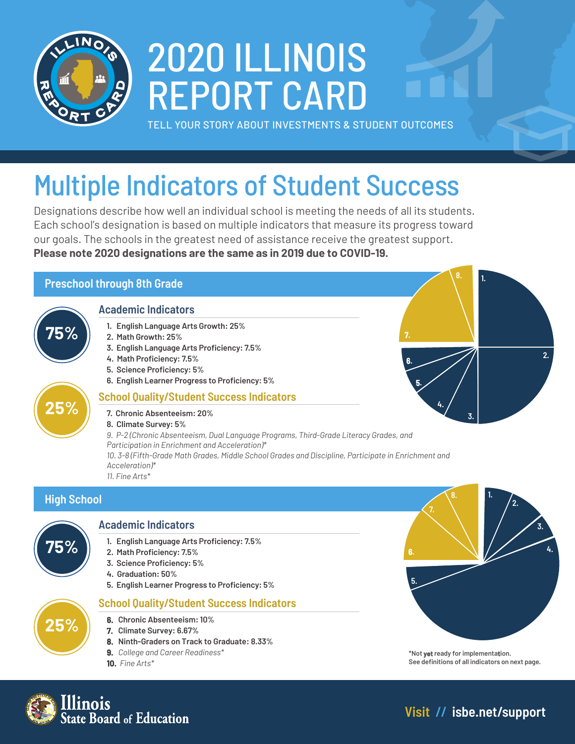# 2020 ILLINOIS REPORT CARD

TELL YOUR STORY ABOUT INVESTMENTS & STUDENT OUTCOMES

## Multiple Indicators of Student Success

Designations describe how well an individual school is meeting the needs of all its students. Each school's designation is based on multiple indicators that measure its progress toward our goals. The schools in the greatest need of assistance receive the greatest support. **Please note 2020 designations are the same as in 2019 due to COVID-19.**

### Preschool through 8th Grade

**75%**

#### Academic Indicators

1. **English Language Arts Growth:** 25%
2. **Math Growth:** 25%
3. **English Language Arts Proficiency:** 7.5%
4. **Math Proficiency:** 7.5%
5. **Science Proficiency:** 5%
6. **English Learner Progress to Proficiency:** 5%

**25%**

#### School Quality/Student Success Indicators

7. **Chronic Absenteeism:** 20%
8. **Climate Survey:** 5%
9. *P-2 (Chronic Absenteeism, Dual Language Programs, Third-Grade Literacy Grades, and Participation in Enrichment and Acceleration)**
10. *3-8 (Fifth-Grade Math Grades, Middle School Grades and Discipline, Participate in Enrichment and Acceleration)**
11. *Fine Arts**

### High School

**75%**

#### Academic Indicators

1. **English Language Arts Proficiency:** 7.5%
2. **Math Proficiency:** 7.5%
3. **Science Proficiency:** 5%
4. **Graduation:** 50%
5. **English Learner Progress to Proficiency:** 5%

**25%**

#### School Quality/Student Success Indicators

6. **Chronic Absenteeism:** 10%
7. **Climate Survey:** 6.67%
8. **Ninth-Graders on Track to Graduate:** 8.33%
9. *College and Career Readiness**
10. *Fine Arts**

*Not **yet** ready for implementation.
See definitions of all indicators on next page.

Illinois State Board of Education

Visit // isbe.net/support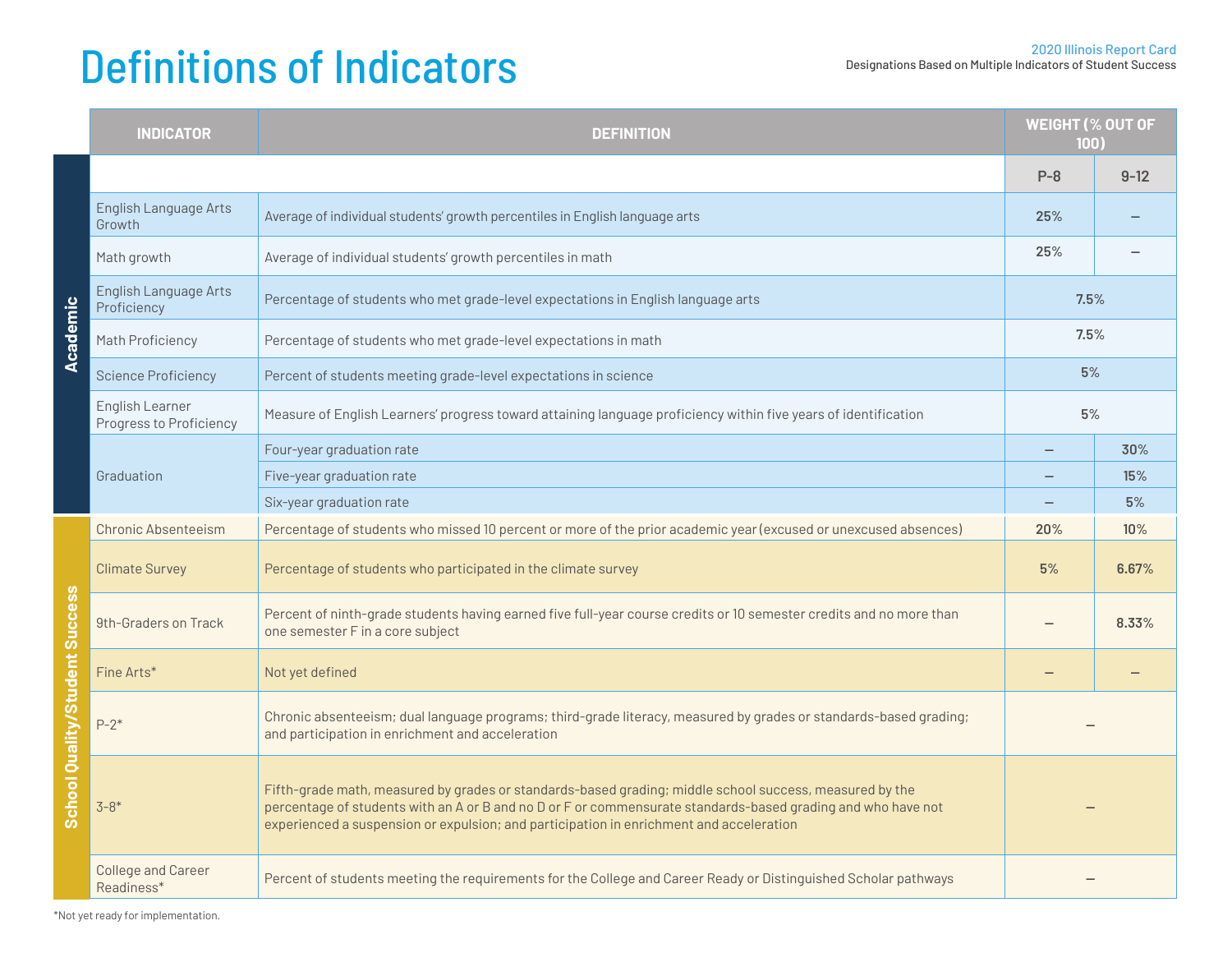# Definitions of Indicators

2020 Illinois Report Card
Designations Based on Multiple Indicators of Student Success

| | INDICATOR | DEFINITION | WEIGHT (% OUT OF 100) | |
|---|---|---|---|---|
| | | | P-8 | 9-12 |
| Academic | English Language Arts Growth | Average of individual students' growth percentiles in English language arts | 25% | – |
| Academic | Math growth | Average of individual students' growth percentiles in math | 25% | – |
| Academic | English Language Arts Proficiency | Percentage of students who met grade-level expectations in English language arts | 7.5% | |
| Academic | Math Proficiency | Percentage of students who met grade-level expectations in math | 7.5% | |
| Academic | Science Proficiency | Percent of students meeting grade-level expectations in science | 5% | |
| Academic | English Learner Progress to Proficiency | Measure of English Learners' progress toward attaining language proficiency within five years of identification | 5% | |
| Academic | Graduation | Four-year graduation rate | – | 30% |
| Academic | | Five-year graduation rate | – | 15% |
| Academic | | Six-year graduation rate | – | 5% |
| School Quality/Student Success | Chronic Absenteeism | Percentage of students who missed 10 percent or more of the prior academic year (excused or unexcused absences) | 20% | 10% |
| School Quality/Student Success | Climate Survey | Percentage of students who participated in the climate survey | 5% | 6.67% |
| School Quality/Student Success | 9th-Graders on Track | Percent of ninth-grade students having earned five full-year course credits or 10 semester credits and no more than one semester F in a core subject | – | 8.33% |
| School Quality/Student Success | Fine Arts* | Not yet defined | – | – |
| School Quality/Student Success | P-2* | Chronic absenteeism; dual language programs; third-grade literacy, measured by grades or standards-based grading; and participation in enrichment and acceleration | – | |
| School Quality/Student Success | 3-8* | Fifth-grade math, measured by grades or standards-based grading; middle school success, measured by the percentage of students with an A or B and no D or F or commensurate standards-based grading and who have not experienced a suspension or expulsion; and participation in enrichment and acceleration | – | |
| School Quality/Student Success | College and Career Readiness* | Percent of students meeting the requirements for the College and Career Ready or Distinguished Scholar pathways | – | |

*Not yet ready for implementation.